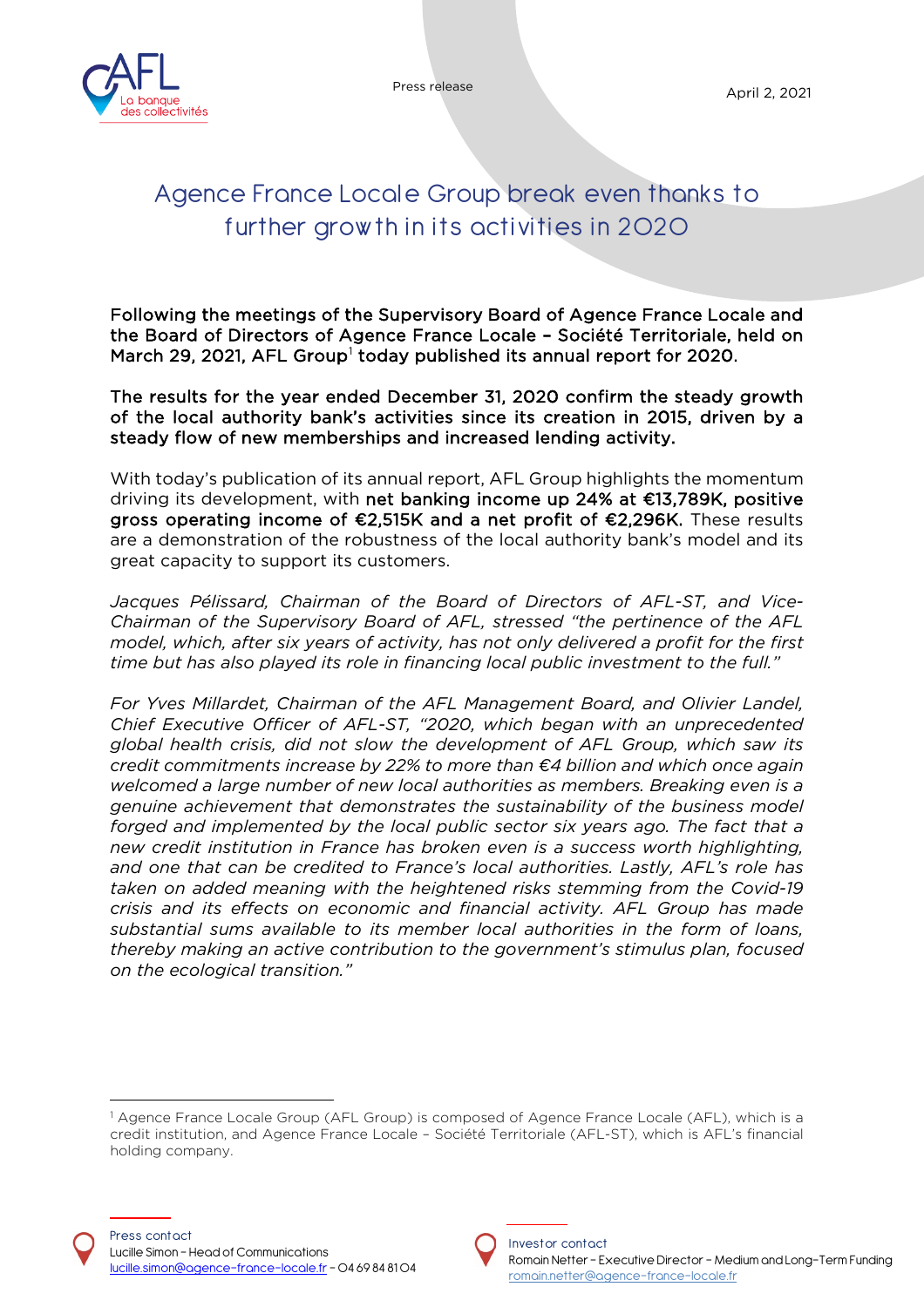Press release

April 2, 2021

# Agence France Locale Group break even thanks to further growth in its activities in 2020

**Following the meetings of the Supervisory Board of Agence France Locale and the Board of Directors of Agence France Locale – Société Territoriale, held on March 29, 2021, AFL Group[1] today published its annual report for 2020.**

**The results for the year ended December 31, 2020 confirm the steady growth of the local authority bank's activities since its creation in 2015, driven by a steady flow of new memberships and increased lending activity.**

With today's publication of its annual report, AFL Group highlights the momentum driving its development, with **net banking income up 24% at €13,789K, positive gross operating income of €2,515K and a net profit of €2,296K.** These results are a demonstration of the robustness of the local authority bank's model and its great capacity to support its customers.

*Jacques Pélissard, Chairman of the Board of Directors of AFL-ST, and Vice-Chairman of the Supervisory Board of AFL, stressed "the pertinence of the AFL model, which, after six years of activity, has not only delivered a profit for the first time but has also played its role in financing local public investment to the full."*

*For Yves Millardet, Chairman of the AFL Management Board, and Olivier Landel, Chief Executive Officer of AFL-ST, "2020, which began with an unprecedented global health crisis, did not slow the development of AFL Group, which saw its credit commitments increase by 22% to more than €4 billion and which once again welcomed a large number of new local authorities as members. Breaking even is a genuine achievement that demonstrates the sustainability of the business model forged and implemented by the local public sector six years ago. The fact that a new credit institution in France has broken even is a success worth highlighting, and one that can be credited to France's local authorities. Lastly, AFL's role has taken on added meaning with the heightened risks stemming from the Covid-19 crisis and its effects on economic and financial activity. AFL Group has made substantial sums available to its member local authorities in the form of loans, thereby making an active contribution to the government's stimulus plan, focused on the ecological transition."*

[1] Agence France Locale Group (AFL Group) is composed of Agence France Locale (AFL), which is a credit institution, and Agence France Locale – Société Territoriale (AFL-ST), which is AFL's financial holding company.

Press contact
Lucille Simon – Head of Communications
lucille.simon@agence-france-locale.fr – 04 69 84 81 04

Investor contact
Romain Netter – Executive Director – Medium and Long-Term Funding
romain.netter@agence-france-locale.fr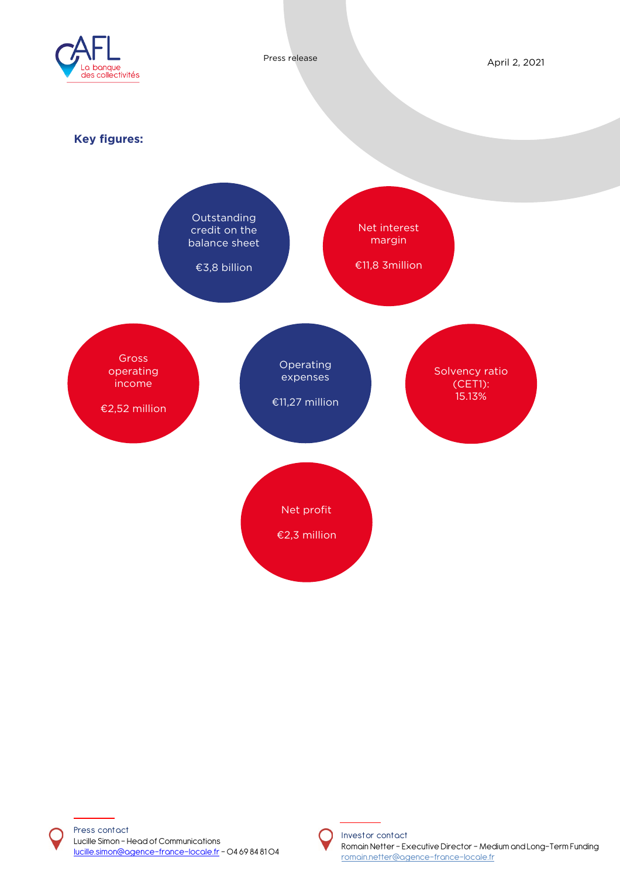Press release

April 2, 2021

**Key figures:**

Outstanding credit on the balance sheet

€3,8 billion

Net interest margin

€11,8 3million

Gross operating income

€2,52 million

Operating expenses

€11,27 million

Solvency ratio (CET1): 15.13%

Net profit

€2,3 million

Press contact
Lucille Simon – Head of Communications
lucille.simon@agence-france-locale.fr – 04 69 84 81 04

Investor contact
Romain Netter – Executive Director – Medium and Long-Term Funding
romain.netter@agence-france-locale.fr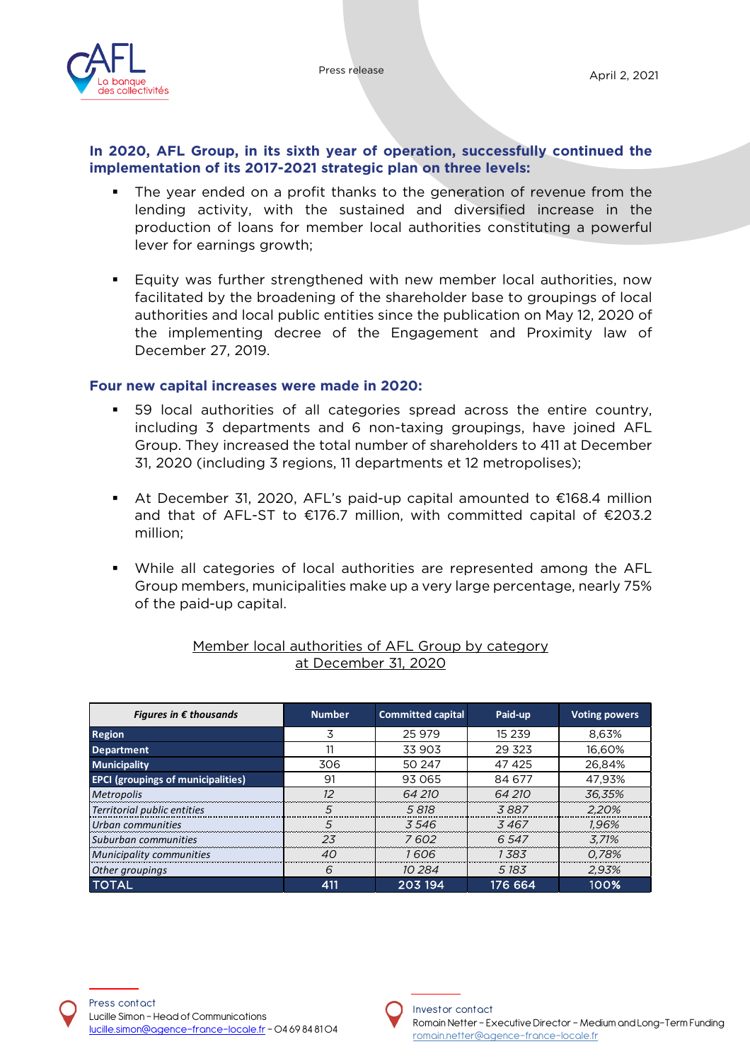**In 2020, AFL Group, in its sixth year of operation, successfully continued the implementation of its 2017-2021 strategic plan on three levels:**

- The year ended on a profit thanks to the generation of revenue from the lending activity, with the sustained and diversified increase in the production of loans for member local authorities constituting a powerful lever for earnings growth;

- Equity was further strengthened with new member local authorities, now facilitated by the broadening of the shareholder base to groupings of local authorities and local public entities since the publication on May 12, 2020 of the implementing decree of the Engagement and Proximity law of December 27, 2019.

**Four new capital increases were made in 2020:**

- 59 local authorities of all categories spread across the entire country, including 3 departments and 6 non-taxing groupings, have joined AFL Group. They increased the total number of shareholders to 411 at December 31, 2020 (including 3 regions, 11 departments et 12 metropolises);

- At December 31, 2020, AFL's paid-up capital amounted to €168.4 million and that of AFL-ST to €176.7 million, with committed capital of €203.2 million;

- While all categories of local authorities are represented among the AFL Group members, municipalities make up a very large percentage, nearly 75% of the paid-up capital.

Member local authorities of AFL Group by category at December 31, 2020

| *Figures in € thousands* | Number | Committed capital | Paid-up | Voting powers |
|---|---|---|---|---|
| **Region** | 3 | 25 979 | 15 239 | 8,63% |
| **Department** | 11 | 33 903 | 29 323 | 16,60% |
| **Municipality** | 306 | 50 247 | 47 425 | 26,84% |
| **EPCI (groupings of municipalities)** | 91 | 93 065 | 84 677 | 47,93% |
| *Metropolis* | *12* | *64 210* | *64 210* | *36,35%* |
| *Territorial public entities* | *5* | *5 818* | *3 887* | *2,20%* |
| *Urban communities* | *5* | *3 546* | *3 467* | *1,96%* |
| *Suburban communities* | *23* | *7 602* | *6 547* | *3,71%* |
| *Municipality communities* | *40* | *1 606* | *1 383* | *0,78%* |
| *Other groupings* | *6* | *10 284* | *5 183* | *2,93%* |
| **TOTAL** | **411** | **203 194** | **176 664** | **100%** |

Press contact
Lucille Simon – Head of Communications
lucille.simon@agence-france-locale.fr – 04 69 84 81 04

Investor contact
Romain Netter – Executive Director – Medium and Long-Term Funding
romain.netter@agence-france-locale.fr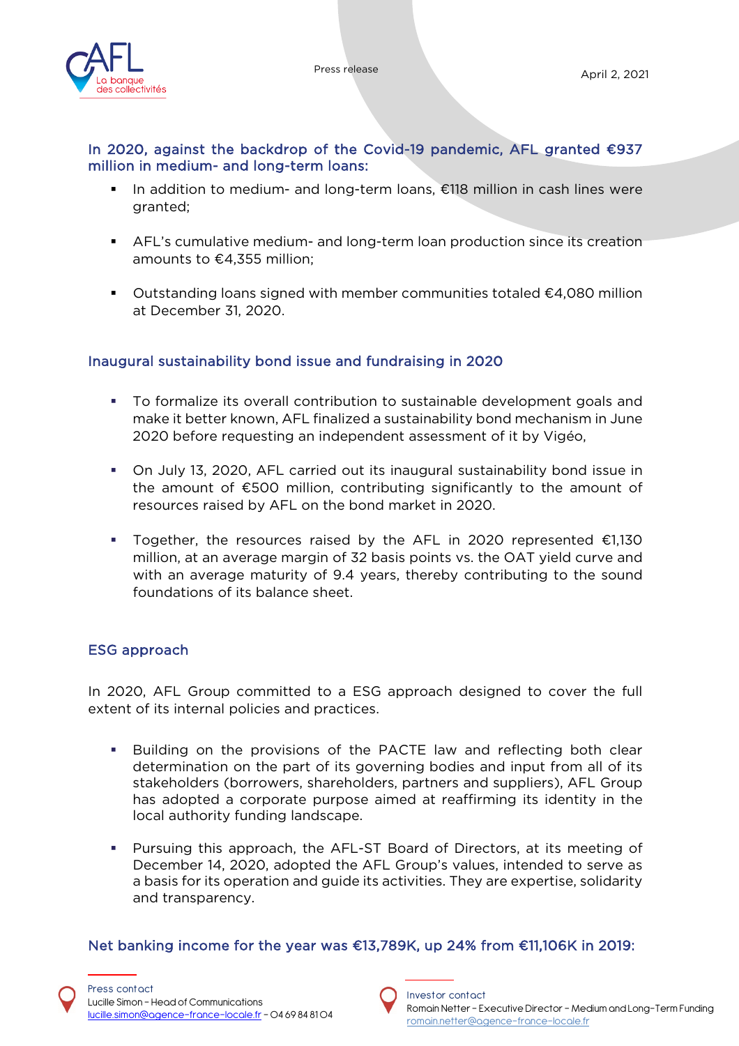### In 2020, against the backdrop of the Covid-19 pandemic, AFL granted €937 million in medium- and long-term loans:

- In addition to medium- and long-term loans, €118 million in cash lines were granted;
- AFL's cumulative medium- and long-term loan production since its creation amounts to €4,355 million;
- Outstanding loans signed with member communities totaled €4,080 million at December 31, 2020.

### Inaugural sustainability bond issue and fundraising in 2020

- To formalize its overall contribution to sustainable development goals and make it better known, AFL finalized a sustainability bond mechanism in June 2020 before requesting an independent assessment of it by Vigéo,
- On July 13, 2020, AFL carried out its inaugural sustainability bond issue in the amount of €500 million, contributing significantly to the amount of resources raised by AFL on the bond market in 2020.
- Together, the resources raised by the AFL in 2020 represented €1,130 million, at an average margin of 32 basis points vs. the OAT yield curve and with an average maturity of 9.4 years, thereby contributing to the sound foundations of its balance sheet.

### ESG approach

In 2020, AFL Group committed to a ESG approach designed to cover the full extent of its internal policies and practices.

- Building on the provisions of the PACTE law and reflecting both clear determination on the part of its governing bodies and input from all of its stakeholders (borrowers, shareholders, partners and suppliers), AFL Group has adopted a corporate purpose aimed at reaffirming its identity in the local authority funding landscape.
- Pursuing this approach, the AFL-ST Board of Directors, at its meeting of December 14, 2020, adopted the AFL Group's values, intended to serve as a basis for its operation and guide its activities. They are expertise, solidarity and transparency.

### Net banking income for the year was €13,789K, up 24% from €11,106K in 2019: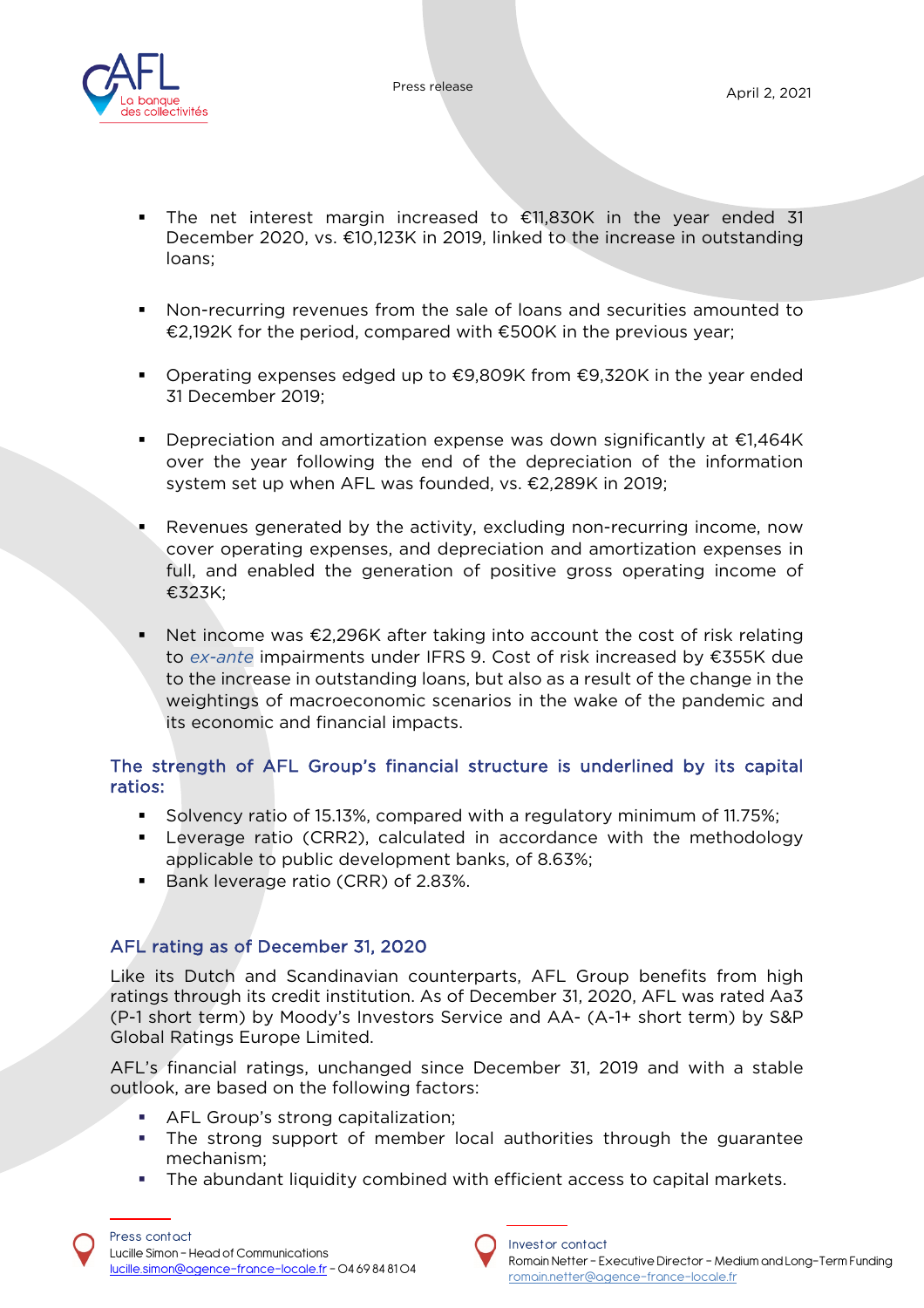- The net interest margin increased to €11,830K in the year ended 31 December 2020, vs. €10,123K in 2019, linked to the increase in outstanding loans;

- Non-recurring revenues from the sale of loans and securities amounted to €2,192K for the period, compared with €500K in the previous year;

- Operating expenses edged up to €9,809K from €9,320K in the year ended 31 December 2019;

- Depreciation and amortization expense was down significantly at €1,464K over the year following the end of the depreciation of the information system set up when AFL was founded, vs. €2,289K in 2019;

- Revenues generated by the activity, excluding non-recurring income, now cover operating expenses, and depreciation and amortization expenses in full, and enabled the generation of positive gross operating income of €323K;

- Net income was €2,296K after taking into account the cost of risk relating to *ex-ante* impairments under IFRS 9. Cost of risk increased by €355K due to the increase in outstanding loans, but also as a result of the change in the weightings of macroeconomic scenarios in the wake of the pandemic and its economic and financial impacts.

## The strength of AFL Group's financial structure is underlined by its capital ratios:

- Solvency ratio of 15.13%, compared with a regulatory minimum of 11.75%;
- Leverage ratio (CRR2), calculated in accordance with the methodology applicable to public development banks, of 8.63%;
- Bank leverage ratio (CRR) of 2.83%.

## AFL rating as of December 31, 2020

Like its Dutch and Scandinavian counterparts, AFL Group benefits from high ratings through its credit institution. As of December 31, 2020, AFL was rated Aa3 (P-1 short term) by Moody's Investors Service and AA- (A-1+ short term) by S&P Global Ratings Europe Limited.

AFL's financial ratings, unchanged since December 31, 2019 and with a stable outlook, are based on the following factors:

- AFL Group's strong capitalization;
- The strong support of member local authorities through the guarantee mechanism;
- The abundant liquidity combined with efficient access to capital markets.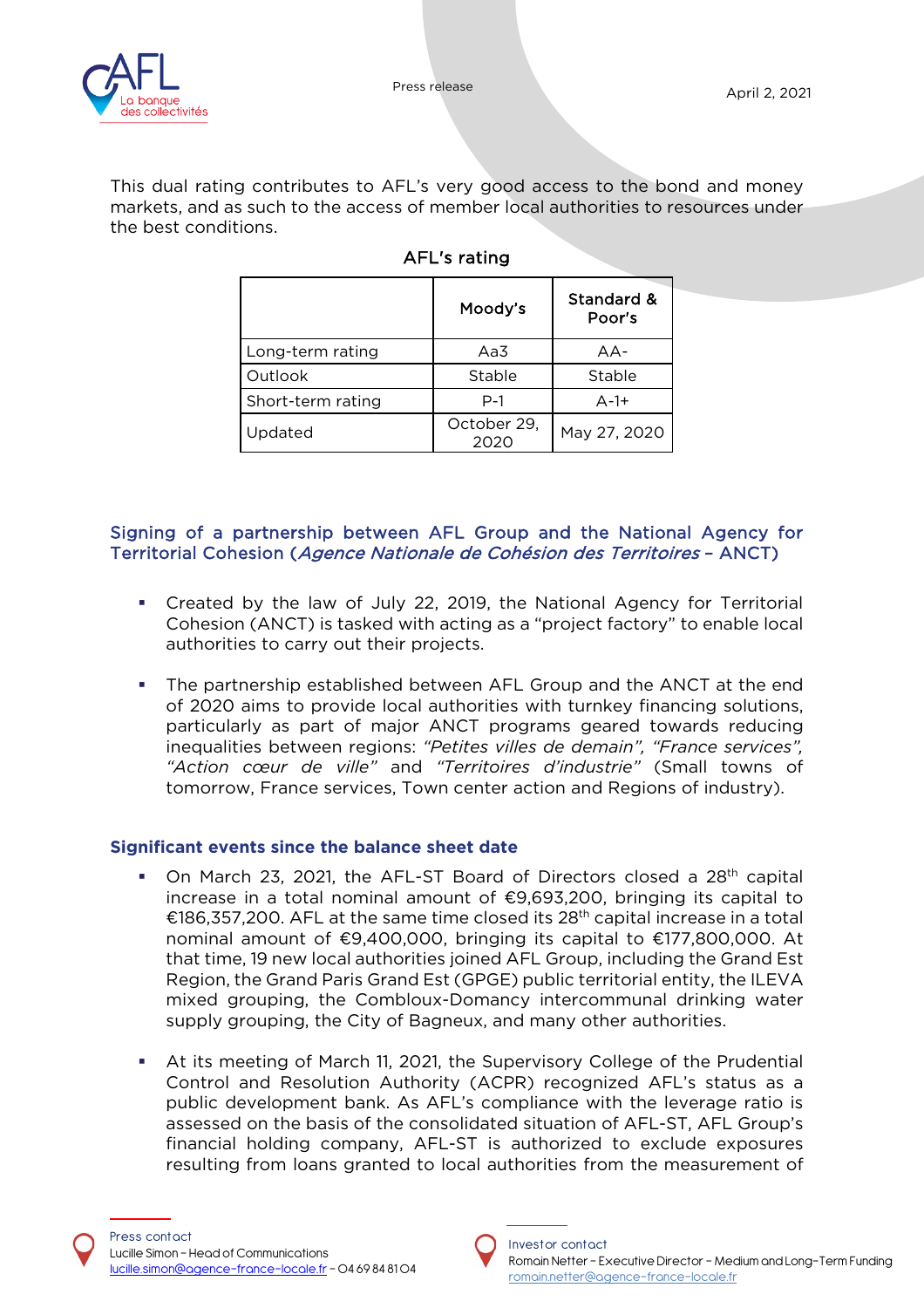This dual rating contributes to AFL's very good access to the bond and money markets, and as such to the access of member local authorities to resources under the best conditions.

**AFL's rating**

| | Moody's | Standard & Poor's |
|---|---|---|
| Long-term rating | Aa3 | AA- |
| Outlook | Stable | Stable |
| Short-term rating | P-1 | A-1+ |
| Updated | October 29, 2020 | May 27, 2020 |

## Signing of a partnership between AFL Group and the National Agency for Territorial Cohesion (*Agence Nationale de Cohésion des Territoires* – ANCT)

- Created by the law of July 22, 2019, the National Agency for Territorial Cohesion (ANCT) is tasked with acting as a "project factory" to enable local authorities to carry out their projects.

- The partnership established between AFL Group and the ANCT at the end of 2020 aims to provide local authorities with turnkey financing solutions, particularly as part of major ANCT programs geared towards reducing inequalities between regions: *"Petites villes de demain", "France services", "Action cœur de ville"* and *"Territoires d'industrie"* (Small towns of tomorrow, France services, Town center action and Regions of industry).

## Significant events since the balance sheet date

- On March 23, 2021, the AFL-ST Board of Directors closed a 28th capital increase in a total nominal amount of €9,693,200, bringing its capital to €186,357,200. AFL at the same time closed its 28th capital increase in a total nominal amount of €9,400,000, bringing its capital to €177,800,000. At that time, 19 new local authorities joined AFL Group, including the Grand Est Region, the Grand Paris Grand Est (GPGE) public territorial entity, the ILEVA mixed grouping, the Combloux-Domancy intercommunal drinking water supply grouping, the City of Bagneux, and many other authorities.

- At its meeting of March 11, 2021, the Supervisory College of the Prudential Control and Resolution Authority (ACPR) recognized AFL's status as a public development bank. As AFL's compliance with the leverage ratio is assessed on the basis of the consolidated situation of AFL-ST, AFL Group's financial holding company, AFL-ST is authorized to exclude exposures resulting from loans granted to local authorities from the measurement of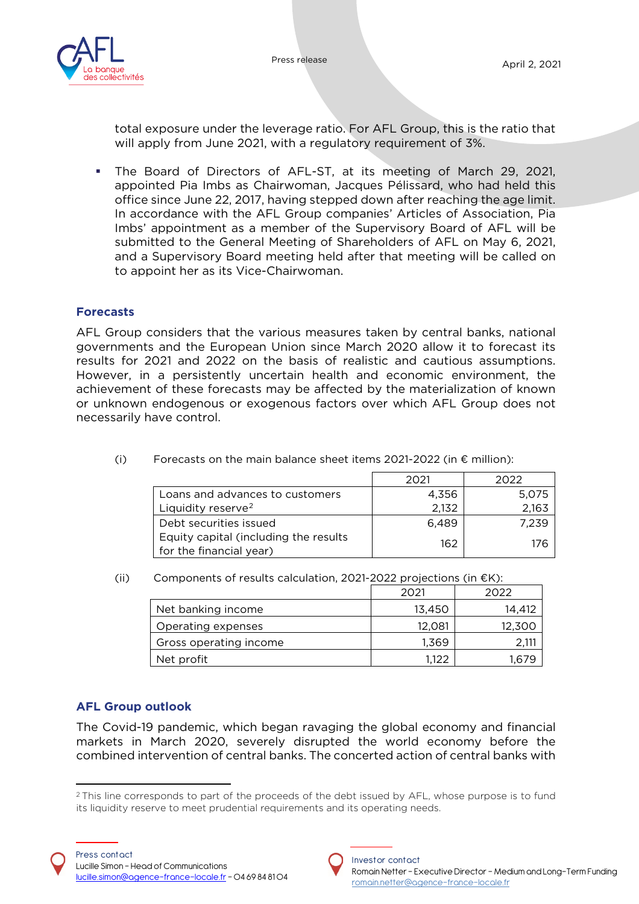total exposure under the leverage ratio. For AFL Group, this is the ratio that will apply from June 2021, with a regulatory requirement of 3%.

- The Board of Directors of AFL-ST, at its meeting of March 29, 2021, appointed Pia Imbs as Chairwoman, Jacques Pélissard, who had held this office since June 22, 2017, having stepped down after reaching the age limit. In accordance with the AFL Group companies' Articles of Association, Pia Imbs' appointment as a member of the Supervisory Board of AFL will be submitted to the General Meeting of Shareholders of AFL on May 6, 2021, and a Supervisory Board meeting held after that meeting will be called on to appoint her as its Vice-Chairwoman.

## Forecasts

AFL Group considers that the various measures taken by central banks, national governments and the European Union since March 2020 allow it to forecast its results for 2021 and 2022 on the basis of realistic and cautious assumptions. However, in a persistently uncertain health and economic environment, the achievement of these forecasts may be affected by the materialization of known or unknown endogenous or exogenous factors over which AFL Group does not necessarily have control.

(i) Forecasts on the main balance sheet items 2021-2022 (in € million):

| | 2021 | 2022 |
|---|---|---|
| Loans and advances to customers | 4,356 | 5,075 |
| Liquidity reserve[2] | 2,132 | 2,163 |
| Debt securities issued | 6,489 | 7,239 |
| Equity capital (including the results for the financial year) | 162 | 176 |

(ii) Components of results calculation, 2021-2022 projections (in €K):

| | 2021 | 2022 |
|---|---|---|
| Net banking income | 13,450 | 14,412 |
| Operating expenses | 12,081 | 12,300 |
| Gross operating income | 1,369 | 2,111 |
| Net profit | 1,122 | 1,679 |

## AFL Group outlook

The Covid-19 pandemic, which began ravaging the global economy and financial markets in March 2020, severely disrupted the world economy before the combined intervention of central banks. The concerted action of central banks with

[2] This line corresponds to part of the proceeds of the debt issued by AFL, whose purpose is to fund its liquidity reserve to meet prudential requirements and its operating needs.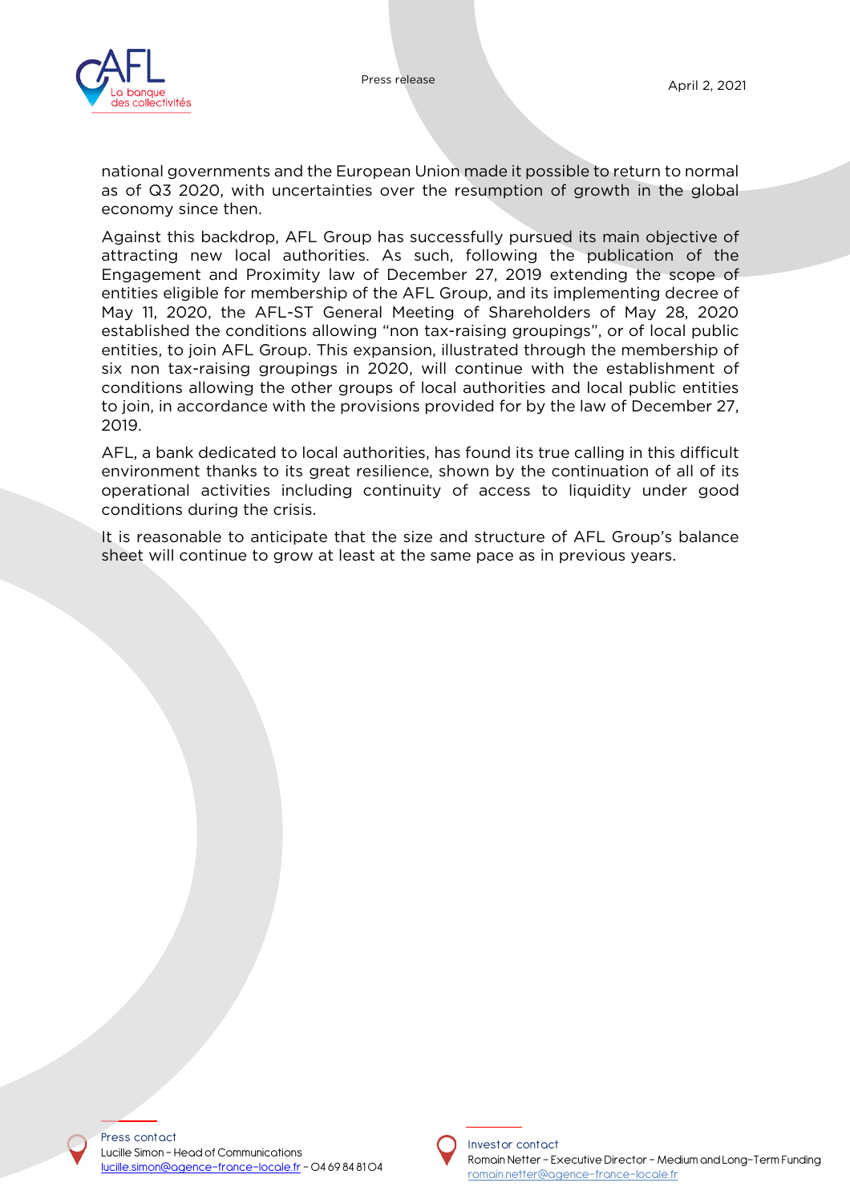national governments and the European Union made it possible to return to normal as of Q3 2020, with uncertainties over the resumption of growth in the global economy since then.

Against this backdrop, AFL Group has successfully pursued its main objective of attracting new local authorities. As such, following the publication of the Engagement and Proximity law of December 27, 2019 extending the scope of entities eligible for membership of the AFL Group, and its implementing decree of May 11, 2020, the AFL-ST General Meeting of Shareholders of May 28, 2020 established the conditions allowing "non tax-raising groupings", or of local public entities, to join AFL Group. This expansion, illustrated through the membership of six non tax-raising groupings in 2020, will continue with the establishment of conditions allowing the other groups of local authorities and local public entities to join, in accordance with the provisions provided for by the law of December 27, 2019.

AFL, a bank dedicated to local authorities, has found its true calling in this difficult environment thanks to its great resilience, shown by the continuation of all of its operational activities including continuity of access to liquidity under good conditions during the crisis.

It is reasonable to anticipate that the size and structure of AFL Group's balance sheet will continue to grow at least at the same pace as in previous years.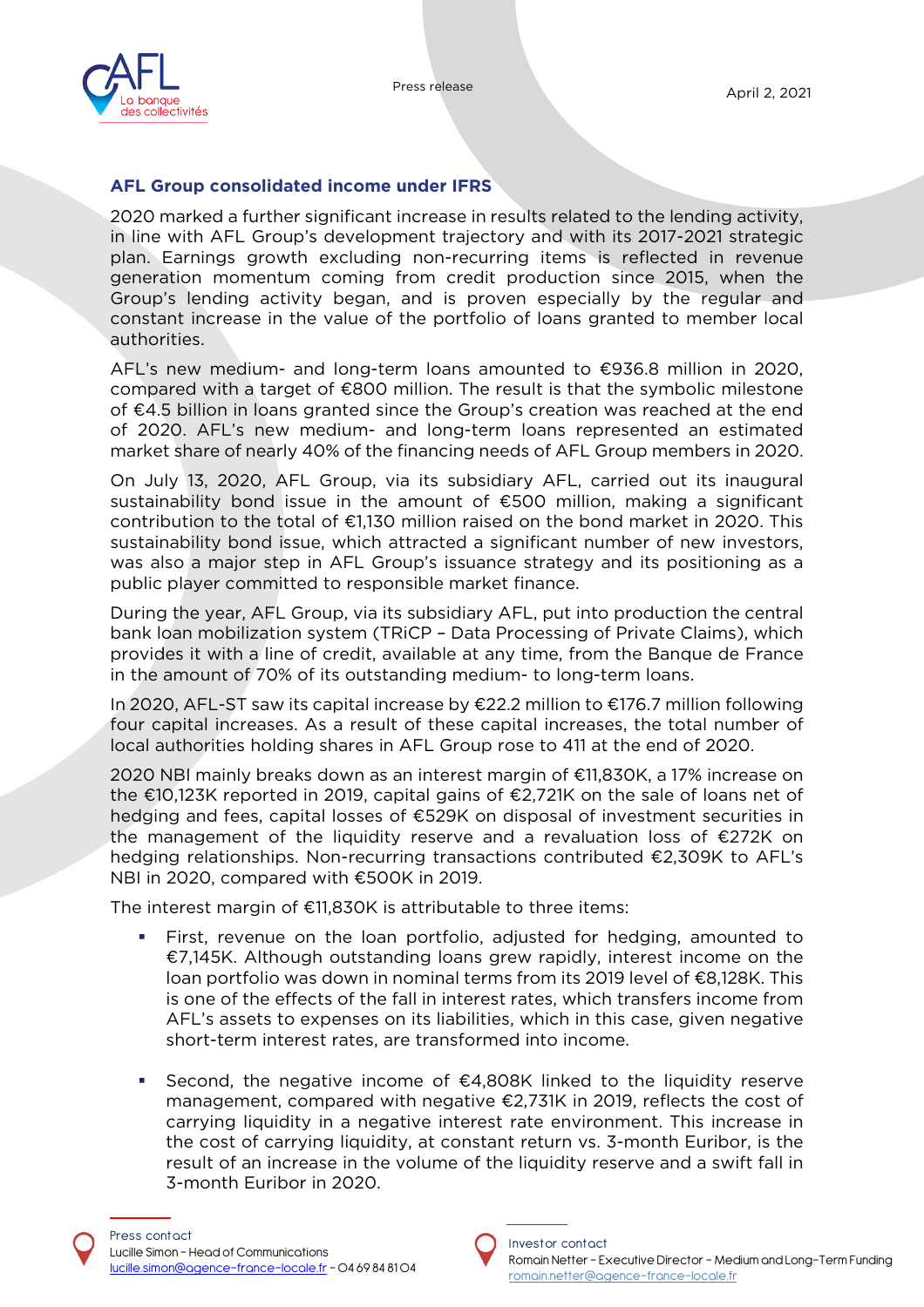## AFL Group consolidated income under IFRS

2020 marked a further significant increase in results related to the lending activity, in line with AFL Group's development trajectory and with its 2017-2021 strategic plan. Earnings growth excluding non-recurring items is reflected in revenue generation momentum coming from credit production since 2015, when the Group's lending activity began, and is proven especially by the regular and constant increase in the value of the portfolio of loans granted to member local authorities.

AFL's new medium- and long-term loans amounted to €936.8 million in 2020, compared with a target of €800 million. The result is that the symbolic milestone of €4.5 billion in loans granted since the Group's creation was reached at the end of 2020. AFL's new medium- and long-term loans represented an estimated market share of nearly 40% of the financing needs of AFL Group members in 2020.

On July 13, 2020, AFL Group, via its subsidiary AFL, carried out its inaugural sustainability bond issue in the amount of €500 million, making a significant contribution to the total of €1,130 million raised on the bond market in 2020. This sustainability bond issue, which attracted a significant number of new investors, was also a major step in AFL Group's issuance strategy and its positioning as a public player committed to responsible market finance.

During the year, AFL Group, via its subsidiary AFL, put into production the central bank loan mobilization system (TRiCP – Data Processing of Private Claims), which provides it with a line of credit, available at any time, from the Banque de France in the amount of 70% of its outstanding medium- to long-term loans.

In 2020, AFL-ST saw its capital increase by €22.2 million to €176.7 million following four capital increases. As a result of these capital increases, the total number of local authorities holding shares in AFL Group rose to 411 at the end of 2020.

2020 NBI mainly breaks down as an interest margin of €11,830K, a 17% increase on the €10,123K reported in 2019, capital gains of €2,721K on the sale of loans net of hedging and fees, capital losses of €529K on disposal of investment securities in the management of the liquidity reserve and a revaluation loss of €272K on hedging relationships. Non-recurring transactions contributed €2,309K to AFL's NBI in 2020, compared with €500K in 2019.

The interest margin of €11,830K is attributable to three items:

- First, revenue on the loan portfolio, adjusted for hedging, amounted to €7,145K. Although outstanding loans grew rapidly, interest income on the loan portfolio was down in nominal terms from its 2019 level of €8,128K. This is one of the effects of the fall in interest rates, which transfers income from AFL's assets to expenses on its liabilities, which in this case, given negative short-term interest rates, are transformed into income.

- Second, the negative income of €4,808K linked to the liquidity reserve management, compared with negative €2,731K in 2019, reflects the cost of carrying liquidity in a negative interest rate environment. This increase in the cost of carrying liquidity, at constant return vs. 3-month Euribor, is the result of an increase in the volume of the liquidity reserve and a swift fall in 3-month Euribor in 2020.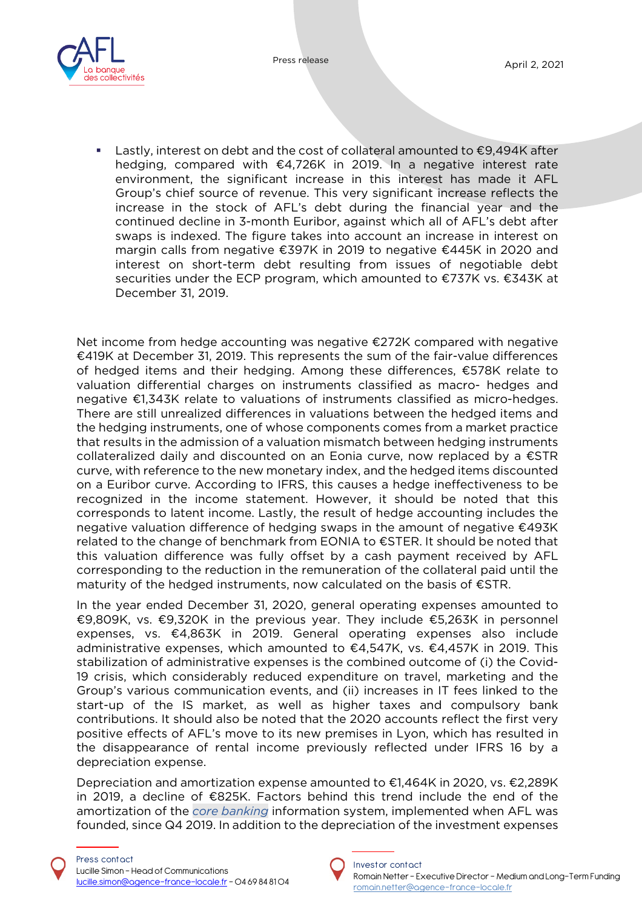- Lastly, interest on debt and the cost of collateral amounted to €9,494K after hedging, compared with €4,726K in 2019. In a negative interest rate environment, the significant increase in this interest has made it AFL Group's chief source of revenue. This very significant increase reflects the increase in the stock of AFL's debt during the financial year and the continued decline in 3-month Euribor, against which all of AFL's debt after swaps is indexed. The figure takes into account an increase in interest on margin calls from negative €397K in 2019 to negative €445K in 2020 and interest on short-term debt resulting from issues of negotiable debt securities under the ECP program, which amounted to €737K vs. €343K at December 31, 2019.

Net income from hedge accounting was negative €272K compared with negative €419K at December 31, 2019. This represents the sum of the fair-value differences of hedged items and their hedging. Among these differences, €578K relate to valuation differential charges on instruments classified as macro- hedges and negative €1,343K relate to valuations of instruments classified as micro-hedges. There are still unrealized differences in valuations between the hedged items and the hedging instruments, one of whose components comes from a market practice that results in the admission of a valuation mismatch between hedging instruments collateralized daily and discounted on an Eonia curve, now replaced by a €STR curve, with reference to the new monetary index, and the hedged items discounted on a Euribor curve. According to IFRS, this causes a hedge ineffectiveness to be recognized in the income statement. However, it should be noted that this corresponds to latent income. Lastly, the result of hedge accounting includes the negative valuation difference of hedging swaps in the amount of negative €493K related to the change of benchmark from EONIA to €STER. It should be noted that this valuation difference was fully offset by a cash payment received by AFL corresponding to the reduction in the remuneration of the collateral paid until the maturity of the hedged instruments, now calculated on the basis of €STR.

In the year ended December 31, 2020, general operating expenses amounted to €9,809K, vs. €9,320K in the previous year. They include €5,263K in personnel expenses, vs. €4,863K in 2019. General operating expenses also include administrative expenses, which amounted to €4,547K, vs. €4,457K in 2019. This stabilization of administrative expenses is the combined outcome of (i) the Covid-19 crisis, which considerably reduced expenditure on travel, marketing and the Group's various communication events, and (ii) increases in IT fees linked to the start-up of the IS market, as well as higher taxes and compulsory bank contributions. It should also be noted that the 2020 accounts reflect the first very positive effects of AFL's move to its new premises in Lyon, which has resulted in the disappearance of rental income previously reflected under IFRS 16 by a depreciation expense.

Depreciation and amortization expense amounted to €1,464K in 2020, vs. €2,289K in 2019, a decline of €825K. Factors behind this trend include the end of the amortization of the *core banking* information system, implemented when AFL was founded, since Q4 2019. In addition to the depreciation of the investment expenses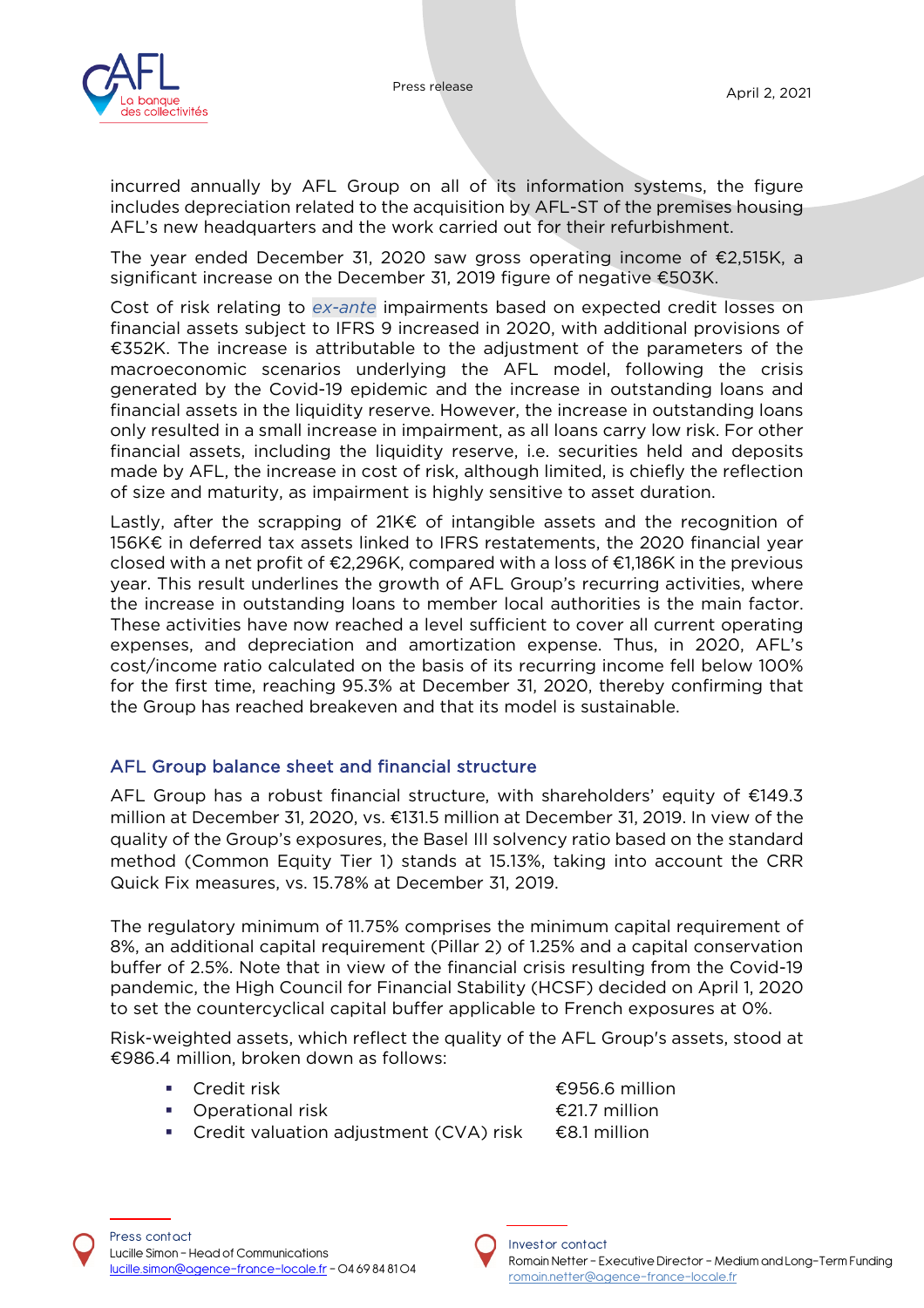incurred annually by AFL Group on all of its information systems, the figure includes depreciation related to the acquisition by AFL-ST of the premises housing AFL's new headquarters and the work carried out for their refurbishment.

The year ended December 31, 2020 saw gross operating income of €2,515K, a significant increase on the December 31, 2019 figure of negative €503K.

Cost of risk relating to *ex-ante* impairments based on expected credit losses on financial assets subject to IFRS 9 increased in 2020, with additional provisions of €352K. The increase is attributable to the adjustment of the parameters of the macroeconomic scenarios underlying the AFL model, following the crisis generated by the Covid-19 epidemic and the increase in outstanding loans and financial assets in the liquidity reserve. However, the increase in outstanding loans only resulted in a small increase in impairment, as all loans carry low risk. For other financial assets, including the liquidity reserve, i.e. securities held and deposits made by AFL, the increase in cost of risk, although limited, is chiefly the reflection of size and maturity, as impairment is highly sensitive to asset duration.

Lastly, after the scrapping of 21K€ of intangible assets and the recognition of 156K€ in deferred tax assets linked to IFRS restatements, the 2020 financial year closed with a net profit of €2,296K, compared with a loss of €1,186K in the previous year. This result underlines the growth of AFL Group's recurring activities, where the increase in outstanding loans to member local authorities is the main factor. These activities have now reached a level sufficient to cover all current operating expenses, and depreciation and amortization expense. Thus, in 2020, AFL's cost/income ratio calculated on the basis of its recurring income fell below 100% for the first time, reaching 95.3% at December 31, 2020, thereby confirming that the Group has reached breakeven and that its model is sustainable.

## AFL Group balance sheet and financial structure

AFL Group has a robust financial structure, with shareholders' equity of €149.3 million at December 31, 2020, vs. €131.5 million at December 31, 2019. In view of the quality of the Group's exposures, the Basel III solvency ratio based on the standard method (Common Equity Tier 1) stands at 15.13%, taking into account the CRR Quick Fix measures, vs. 15.78% at December 31, 2019.

The regulatory minimum of 11.75% comprises the minimum capital requirement of 8%, an additional capital requirement (Pillar 2) of 1.25% and a capital conservation buffer of 2.5%. Note that in view of the financial crisis resulting from the Covid-19 pandemic, the High Council for Financial Stability (HCSF) decided on April 1, 2020 to set the countercyclical capital buffer applicable to French exposures at 0%.

Risk-weighted assets, which reflect the quality of the AFL Group's assets, stood at €986.4 million, broken down as follows:

- Credit risk €956.6 million
- Operational risk €21.7 million
- Credit valuation adjustment (CVA) risk €8.1 million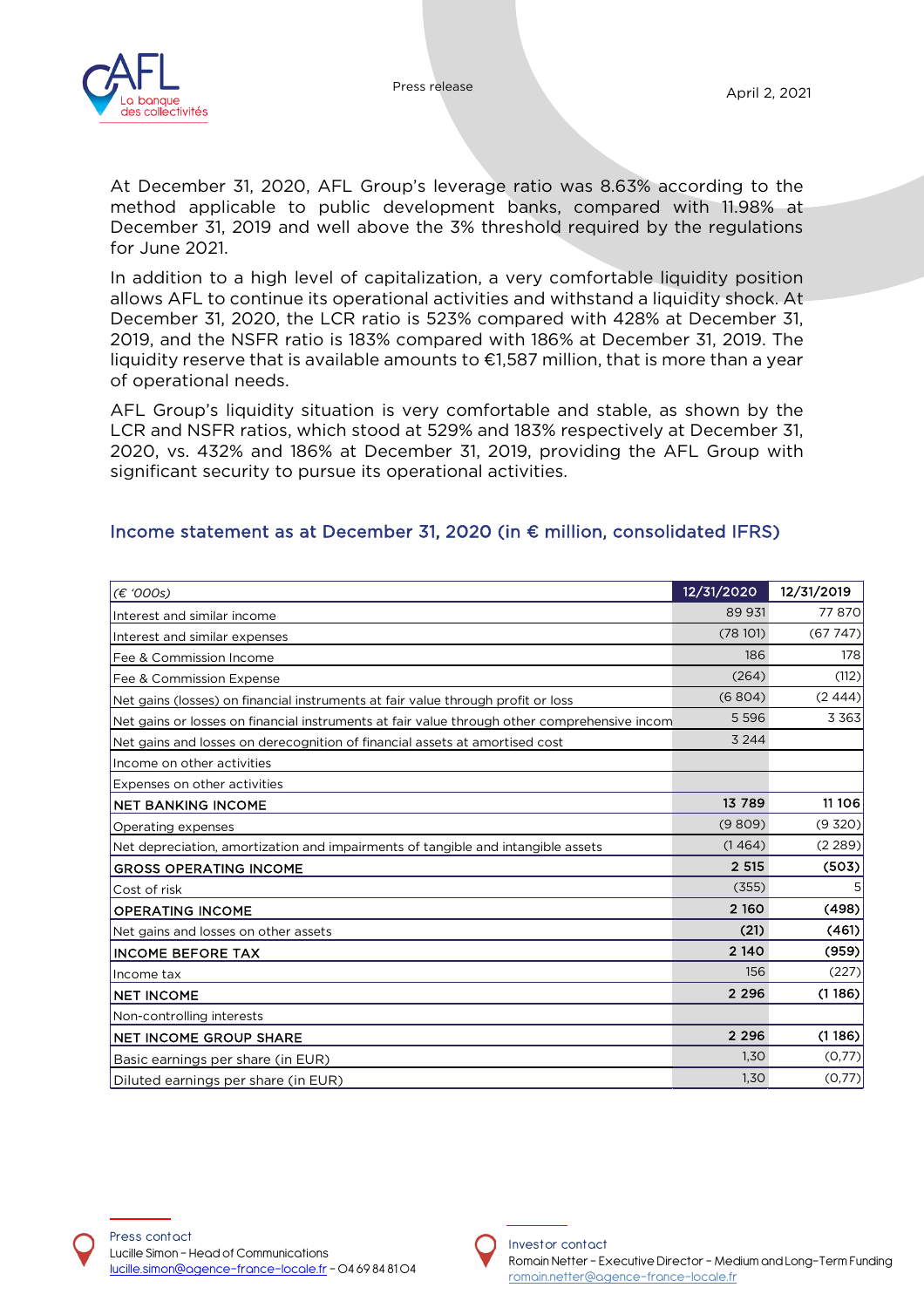At December 31, 2020, AFL Group's leverage ratio was 8.63% according to the method applicable to public development banks, compared with 11.98% at December 31, 2019 and well above the 3% threshold required by the regulations for June 2021.

In addition to a high level of capitalization, a very comfortable liquidity position allows AFL to continue its operational activities and withstand a liquidity shock. At December 31, 2020, the LCR ratio is 523% compared with 428% at December 31, 2019, and the NSFR ratio is 183% compared with 186% at December 31, 2019. The liquidity reserve that is available amounts to €1,587 million, that is more than a year of operational needs.

AFL Group's liquidity situation is very comfortable and stable, as shown by the LCR and NSFR ratios, which stood at 529% and 183% respectively at December 31, 2020, vs. 432% and 186% at December 31, 2019, providing the AFL Group with significant security to pursue its operational activities.

## Income statement as at December 31, 2020 (in € million, consolidated IFRS)

| *(€ '000s)* | 12/31/2020 | 12/31/2019 |
|---|---|---|
| Interest and similar income | 89 931 | 77 870 |
| Interest and similar expenses | (78 101) | (67 747) |
| Fee & Commission Income | 186 | 178 |
| Fee & Commission Expense | (264) | (112) |
| Net gains (losses) on financial instruments at fair value through profit or loss | (6 804) | (2 444) |
| Net gains or losses on financial instruments at fair value through other comprehensive incom | 5 596 | 3 363 |
| Net gains and losses on derecognition of financial assets at amortised cost | 3 244 | |
| Income on other activities | | |
| Expenses on other activities | | |
| **NET BANKING INCOME** | **13 789** | **11 106** |
| Operating expenses | (9 809) | (9 320) |
| Net depreciation, amortization and impairments of tangible and intangible assets | (1 464) | (2 289) |
| **GROSS OPERATING INCOME** | **2 515** | **(503)** |
| Cost of risk | (355) | 5 |
| **OPERATING INCOME** | **2 160** | **(498)** |
| Net gains and losses on other assets | **(21)** | **(461)** |
| **INCOME BEFORE TAX** | **2 140** | **(959)** |
| Income tax | 156 | (227) |
| **NET INCOME** | **2 296** | **(1 186)** |
| Non-controlling interests | | |
| **NET INCOME GROUP SHARE** | **2 296** | **(1 186)** |
| Basic earnings per share (in EUR) | 1,30 | (0,77) |
| Diluted earnings per share (in EUR) | 1,30 | (0,77) |

Press contact
Lucille Simon – Head of Communications
lucille.simon@agence-france-locale.fr – 04 69 84 81 04

Investor contact
Romain Netter – Executive Director – Medium and Long-Term Funding
romain.netter@agence-france-locale.fr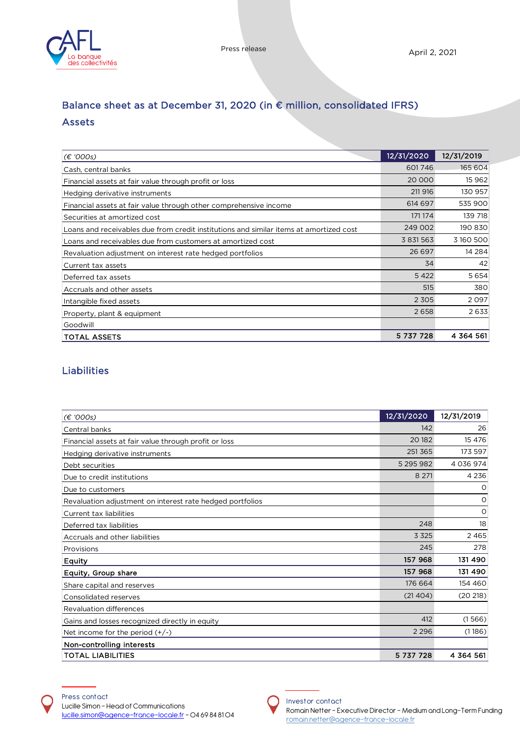Press release

April 2, 2021

## Balance sheet as at December 31, 2020 (in € million, consolidated IFRS)

### Assets

| *(€ '000s)* | 12/31/2020 | 12/31/2019 |
|---|---|---|
| Cash, central banks | 601 746 | 165 604 |
| Financial assets at fair value through profit or loss | 20 000 | 15 962 |
| Hedging derivative instruments | 211 916 | 130 957 |
| Financial assets at fair value through other comprehensive income | 614 697 | 535 900 |
| Securities at amortized cost | 171 174 | 139 718 |
| Loans and receivables due from credit institutions and similar items at amortized cost | 249 002 | 190 830 |
| Loans and receivables due from customers at amortized cost | 3 831 563 | 3 160 500 |
| Revaluation adjustment on interest rate hedged portfolios | 26 697 | 14 284 |
| Current tax assets | 34 | 42 |
| Deferred tax assets | 5 422 | 5 654 |
| Accruals and other assets | 515 | 380 |
| Intangible fixed assets | 2 305 | 2 097 |
| Property, plant & equipment | 2 658 | 2 633 |
| Goodwill | | |
| **TOTAL ASSETS** | **5 737 728** | **4 364 561** |

### Liabilities

| *(€ '000s)* | 12/31/2020 | 12/31/2019 |
|---|---|---|
| Central banks | 142 | 26 |
| Financial assets at fair value through profit or loss | 20 182 | 15 476 |
| Hedging derivative instruments | 251 365 | 173 597 |
| Debt securities | 5 295 982 | 4 036 974 |
| Due to credit institutions | 8 271 | 4 236 |
| Due to customers | | 0 |
| Revaluation adjustment on interest rate hedged portfolios | | 0 |
| Current tax liabilities | | 0 |
| Deferred tax liabilities | 248 | 18 |
| Accruals and other liabilities | 3 325 | 2 465 |
| Provisions | 245 | 278 |
| **Equity** | **157 968** | **131 490** |
| **Equity, Group share** | **157 968** | **131 490** |
| Share capital and reserves | 176 664 | 154 460 |
| Consolidated reserves | (21 404) | (20 218) |
| Revaluation differences | | |
| Gains and losses recognized directly in equity | 412 | (1 566) |
| Net income for the period (+/-) | 2 296 | (1 186) |
| **Non-controlling interests** | | |
| **TOTAL LIABILITIES** | **5 737 728** | **4 364 561** |

Press contact
Lucille Simon – Head of Communications
lucille.simon@agence-france-locale.fr – 04 69 84 81 04

Investor contact
Romain Netter – Executive Director – Medium and Long-Term Funding
romain.netter@agence-france-locale.fr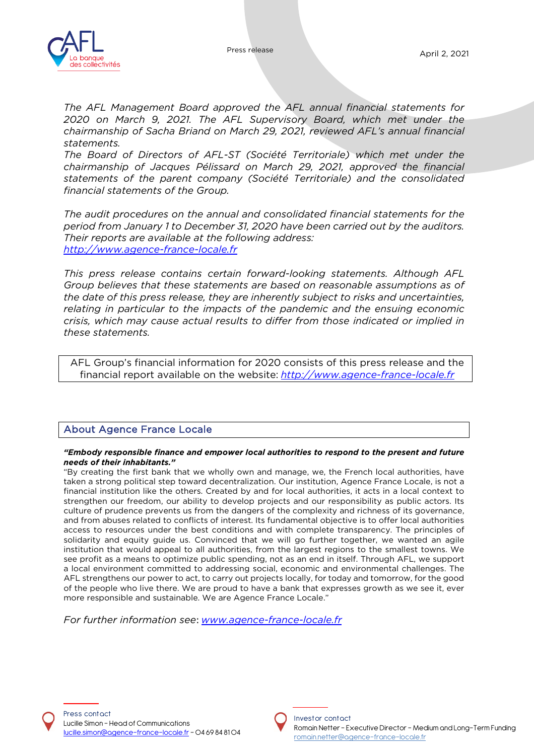*The AFL Management Board approved the AFL annual financial statements for 2020 on March 9, 2021. The AFL Supervisory Board, which met under the chairmanship of Sacha Briand on March 29, 2021, reviewed AFL's annual financial statements.*
*The Board of Directors of AFL-ST (Société Territoriale) which met under the chairmanship of Jacques Pélissard on March 29, 2021, approved the financial statements of the parent company (Société Territoriale) and the consolidated financial statements of the Group.*

*The audit procedures on the annual and consolidated financial statements for the period from January 1 to December 31, 2020 have been carried out by the auditors. Their reports are available at the following address:* *[http://www.agence-france-locale.fr](http://www.agence-france-locale.fr)*

*This press release contains certain forward-looking statements. Although AFL Group believes that these statements are based on reasonable assumptions as of the date of this press release, they are inherently subject to risks and uncertainties, relating in particular to the impacts of the pandemic and the ensuing economic crisis, which may cause actual results to differ from those indicated or implied in these statements.*

AFL Group's financial information for 2020 consists of this press release and the financial report available on the website: *[http://www.agence-france-locale.fr](http://www.agence-france-locale.fr)*

## About Agence France Locale

***"Embody responsible finance and empower local authorities to respond to the present and future needs of their inhabitants."***

"By creating the first bank that we wholly own and manage, we, the French local authorities, have taken a strong political step toward decentralization. Our institution, Agence France Locale, is not a financial institution like the others. Created by and for local authorities, it acts in a local context to strengthen our freedom, our ability to develop projects and our responsibility as public actors. Its culture of prudence prevents us from the dangers of the complexity and richness of its governance, and from abuses related to conflicts of interest. Its fundamental objective is to offer local authorities access to resources under the best conditions and with complete transparency. The principles of solidarity and equity guide us. Convinced that we will go further together, we wanted an agile institution that would appeal to all authorities, from the largest regions to the smallest towns. We see profit as a means to optimize public spending, not as an end in itself. Through AFL, we support a local environment committed to addressing social, economic and environmental challenges. The AFL strengthens our power to act, to carry out projects locally, for today and tomorrow, for the good of the people who live there. We are proud to have a bank that expresses growth as we see it, ever more responsible and sustainable. We are Agence France Locale."

*For further information see*: *[www.agence-france-locale.fr](http://www.agence-france-locale.fr)*

Press contact
Lucille Simon – Head of Communications
[lucille.simon@agence-france-locale.fr](mailto:lucille.simon@agence-france-locale.fr) – 04 69 84 81 04

Investor contact
Romain Netter – Executive Director – Medium and Long-Term Funding
[romain.netter@agence-france-locale.fr](mailto:romain.netter@agence-france-locale.fr)